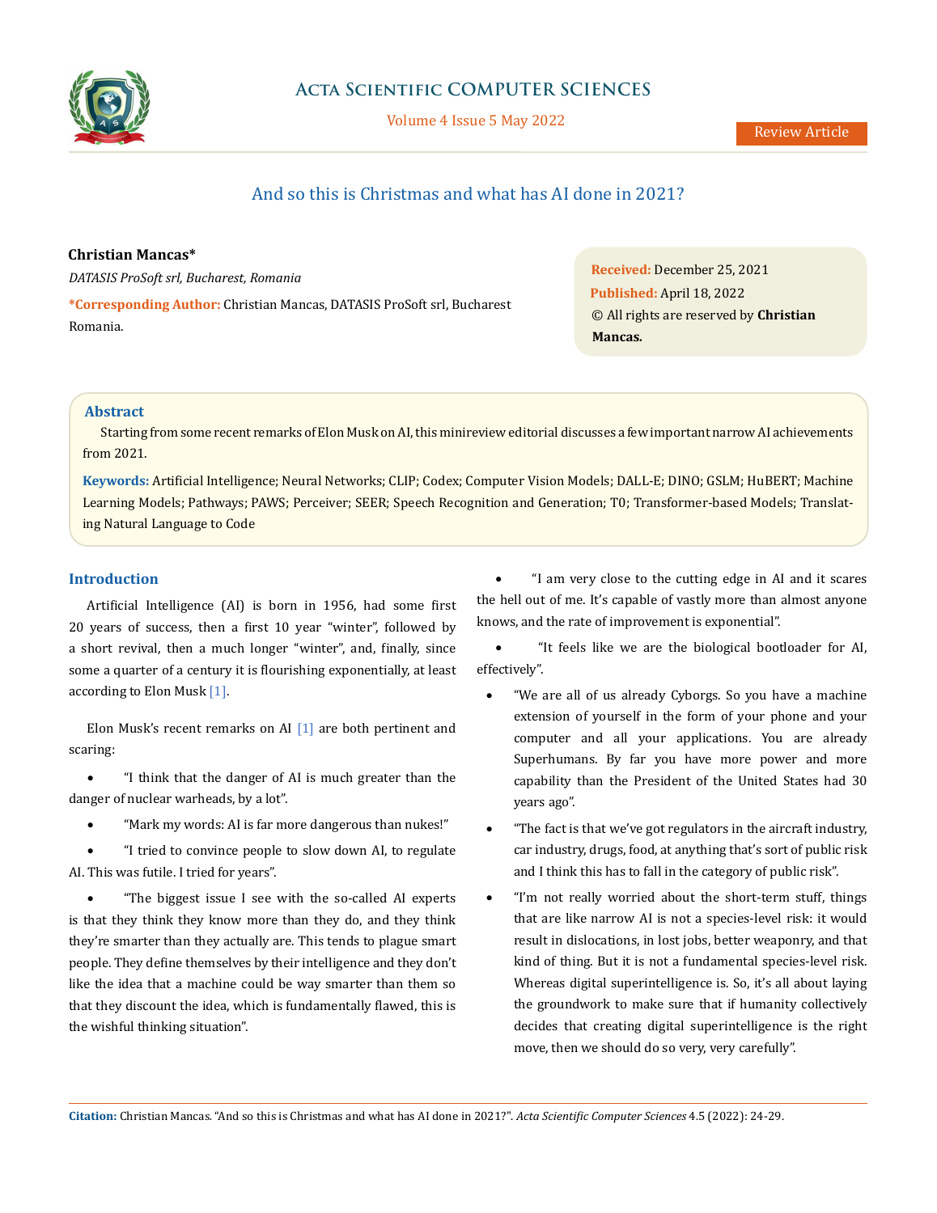# And so this is Christmas and what has AI done in 2021?

**Christian Mancas***

*DATASIS ProSoft srl, Bucharest, Romania*

***Corresponding Author:** Christian Mancas, DATASIS ProSoft srl, Bucharest Romania.

**Received:** December 25, 2021
**Published:** April 18, 2022
© All rights are reserved by **Christian Mancas.**

## Abstract

Starting from some recent remarks of Elon Musk on AI, this minireview editorial discusses a few important narrow AI achievements from 2021.

**Keywords:** Artificial Intelligence; Neural Networks; CLIP; Codex; Computer Vision Models; DALL-E; DINO; GSLM; HuBERT; Machine Learning Models; Pathways; PAWS; Perceiver; SEER; Speech Recognition and Generation; T0; Transformer-based Models; Translating Natural Language to Code

## Introduction

Artificial Intelligence (AI) is born in 1956, had some first 20 years of success, then a first 10 year "winter", followed by a short revival, then a much longer "winter", and, finally, since some a quarter of a century it is flourishing exponentially, at least according to Elon Musk [1].

Elon Musk's recent remarks on AI [1] are both pertinent and scaring:

- "I think that the danger of AI is much greater than the danger of nuclear warheads, by a lot".
- "Mark my words: AI is far more dangerous than nukes!"
- "I tried to convince people to slow down AI, to regulate AI. This was futile. I tried for years".
- "The biggest issue I see with the so-called AI experts is that they think they know more than they do, and they think they're smarter than they actually are. This tends to plague smart people. They define themselves by their intelligence and they don't like the idea that a machine could be way smarter than them so that they discount the idea, which is fundamentally flawed, this is the wishful thinking situation".
- "I am very close to the cutting edge in AI and it scares the hell out of me. It's capable of vastly more than almost anyone knows, and the rate of improvement is exponential".
- "It feels like we are the biological bootloader for AI, effectively".
- "We are all of us already Cyborgs. So you have a machine extension of yourself in the form of your phone and your computer and all your applications. You are already Superhumans. By far you have more power and more capability than the President of the United States had 30 years ago".
- "The fact is that we've got regulators in the aircraft industry, car industry, drugs, food, at anything that's sort of public risk and I think this has to fall in the category of public risk".
- "I'm not really worried about the short-term stuff, things that are like narrow AI is not a species-level risk: it would result in dislocations, in lost jobs, better weaponry, and that kind of thing. But it is not a fundamental species-level risk. Whereas digital superintelligence is. So, it's all about laying the groundwork to make sure that if humanity collectively decides that creating digital superintelligence is the right move, then we should do so very, very carefully".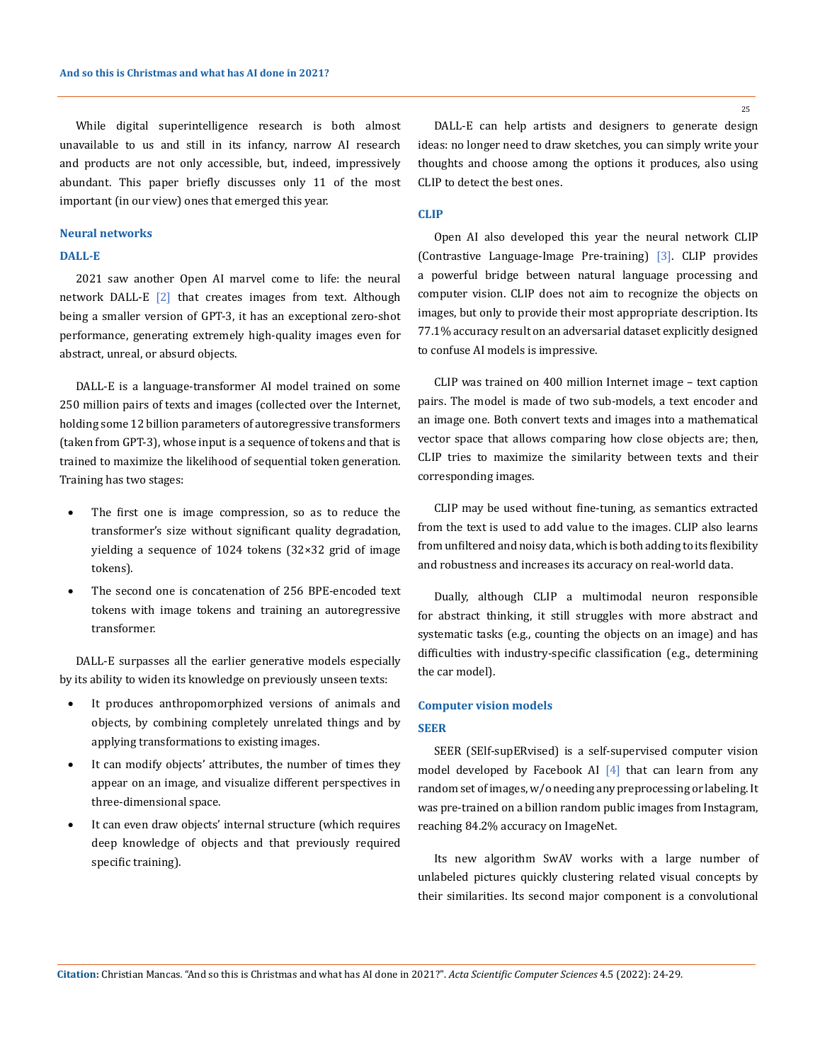While digital superintelligence research is both almost unavailable to us and still in its infancy, narrow AI research and products are not only accessible, but, indeed, impressively abundant. This paper briefly discusses only 11 of the most important (in our view) ones that emerged this year.

## Neural networks

### DALL-E

2021 saw another Open AI marvel come to life: the neural network DALL-E [2] that creates images from text. Although being a smaller version of GPT-3, it has an exceptional zero-shot performance, generating extremely high-quality images even for abstract, unreal, or absurd objects.

DALL-E is a language-transformer AI model trained on some 250 million pairs of texts and images (collected over the Internet, holding some 12 billion parameters of autoregressive transformers (taken from GPT-3), whose input is a sequence of tokens and that is trained to maximize the likelihood of sequential token generation. Training has two stages:

- The first one is image compression, so as to reduce the transformer's size without significant quality degradation, yielding a sequence of 1024 tokens (32×32 grid of image tokens).
- The second one is concatenation of 256 BPE-encoded text tokens with image tokens and training an autoregressive transformer.

DALL-E surpasses all the earlier generative models especially by its ability to widen its knowledge on previously unseen texts:

- It produces anthropomorphized versions of animals and objects, by combining completely unrelated things and by applying transformations to existing images.
- It can modify objects' attributes, the number of times they appear on an image, and visualize different perspectives in three-dimensional space.
- It can even draw objects' internal structure (which requires deep knowledge of objects and that previously required specific training).

DALL-E can help artists and designers to generate design ideas: no longer need to draw sketches, you can simply write your thoughts and choose among the options it produces, also using CLIP to detect the best ones.

### CLIP

Open AI also developed this year the neural network CLIP (Contrastive Language-Image Pre-training) [3]. CLIP provides a powerful bridge between natural language processing and computer vision. CLIP does not aim to recognize the objects on images, but only to provide their most appropriate description. Its 77.1% accuracy result on an adversarial dataset explicitly designed to confuse AI models is impressive.

CLIP was trained on 400 million Internet image – text caption pairs. The model is made of two sub-models, a text encoder and an image one. Both convert texts and images into a mathematical vector space that allows comparing how close objects are; then, CLIP tries to maximize the similarity between texts and their corresponding images.

CLIP may be used without fine-tuning, as semantics extracted from the text is used to add value to the images. CLIP also learns from unfiltered and noisy data, which is both adding to its flexibility and robustness and increases its accuracy on real-world data.

Dually, although CLIP a multimodal neuron responsible for abstract thinking, it still struggles with more abstract and systematic tasks (e.g., counting the objects on an image) and has difficulties with industry-specific classification (e.g., determining the car model).

## Computer vision models

### SEER

SEER (SElf-supERvised) is a self-supervised computer vision model developed by Facebook AI [4] that can learn from any random set of images, w/o needing any preprocessing or labeling. It was pre-trained on a billion random public images from Instagram, reaching 84.2% accuracy on ImageNet.

Its new algorithm SwAV works with a large number of unlabeled pictures quickly clustering related visual concepts by their similarities. Its second major component is a convolutional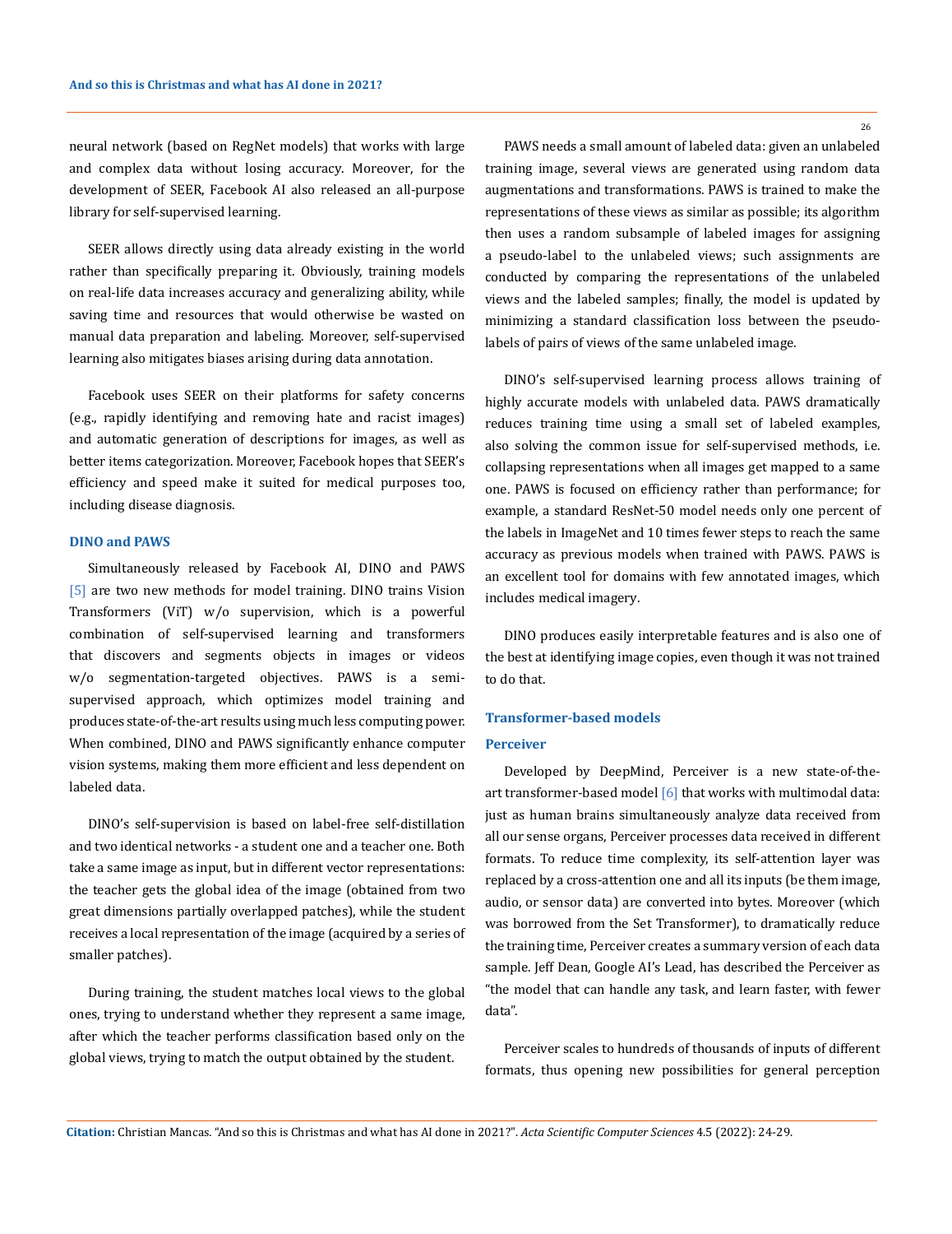neural network (based on RegNet models) that works with large and complex data without losing accuracy. Moreover, for the development of SEER, Facebook AI also released an all-purpose library for self-supervised learning.

SEER allows directly using data already existing in the world rather than specifically preparing it. Obviously, training models on real-life data increases accuracy and generalizing ability, while saving time and resources that would otherwise be wasted on manual data preparation and labeling. Moreover, self-supervised learning also mitigates biases arising during data annotation.

Facebook uses SEER on their platforms for safety concerns (e.g., rapidly identifying and removing hate and racist images) and automatic generation of descriptions for images, as well as better items categorization. Moreover, Facebook hopes that SEER's efficiency and speed make it suited for medical purposes too, including disease diagnosis.

### DINO and PAWS

Simultaneously released by Facebook AI, DINO and PAWS [5] are two new methods for model training. DINO trains Vision Transformers (ViT) w/o supervision, which is a powerful combination of self-supervised learning and transformers that discovers and segments objects in images or videos w/o segmentation-targeted objectives. PAWS is a semi-supervised approach, which optimizes model training and produces state-of-the-art results using much less computing power. When combined, DINO and PAWS significantly enhance computer vision systems, making them more efficient and less dependent on labeled data.

DINO's self-supervision is based on label-free self-distillation and two identical networks - a student one and a teacher one. Both take a same image as input, but in different vector representations: the teacher gets the global idea of the image (obtained from two great dimensions partially overlapped patches), while the student receives a local representation of the image (acquired by a series of smaller patches).

During training, the student matches local views to the global ones, trying to understand whether they represent a same image, after which the teacher performs classification based only on the global views, trying to match the output obtained by the student.

PAWS needs a small amount of labeled data: given an unlabeled training image, several views are generated using random data augmentations and transformations. PAWS is trained to make the representations of these views as similar as possible; its algorithm then uses a random subsample of labeled images for assigning a pseudo-label to the unlabeled views; such assignments are conducted by comparing the representations of the unlabeled views and the labeled samples; finally, the model is updated by minimizing a standard classification loss between the pseudo-labels of pairs of views of the same unlabeled image.

DINO's self-supervised learning process allows training of highly accurate models with unlabeled data. PAWS dramatically reduces training time using a small set of labeled examples, also solving the common issue for self-supervised methods, i.e. collapsing representations when all images get mapped to a same one. PAWS is focused on efficiency rather than performance; for example, a standard ResNet-50 model needs only one percent of the labels in ImageNet and 10 times fewer steps to reach the same accuracy as previous models when trained with PAWS. PAWS is an excellent tool for domains with few annotated images, which includes medical imagery.

DINO produces easily interpretable features and is also one of the best at identifying image copies, even though it was not trained to do that.

## Transformer-based models

### Perceiver

Developed by DeepMind, Perceiver is a new state-of-the-art transformer-based model [6] that works with multimodal data: just as human brains simultaneously analyze data received from all our sense organs, Perceiver processes data received in different formats. To reduce time complexity, its self-attention layer was replaced by a cross-attention one and all its inputs (be them image, audio, or sensor data) are converted into bytes. Moreover (which was borrowed from the Set Transformer), to dramatically reduce the training time, Perceiver creates a summary version of each data sample. Jeff Dean, Google AI's Lead, has described the Perceiver as "the model that can handle any task, and learn faster, with fewer data".

Perceiver scales to hundreds of thousands of inputs of different formats, thus opening new possibilities for general perception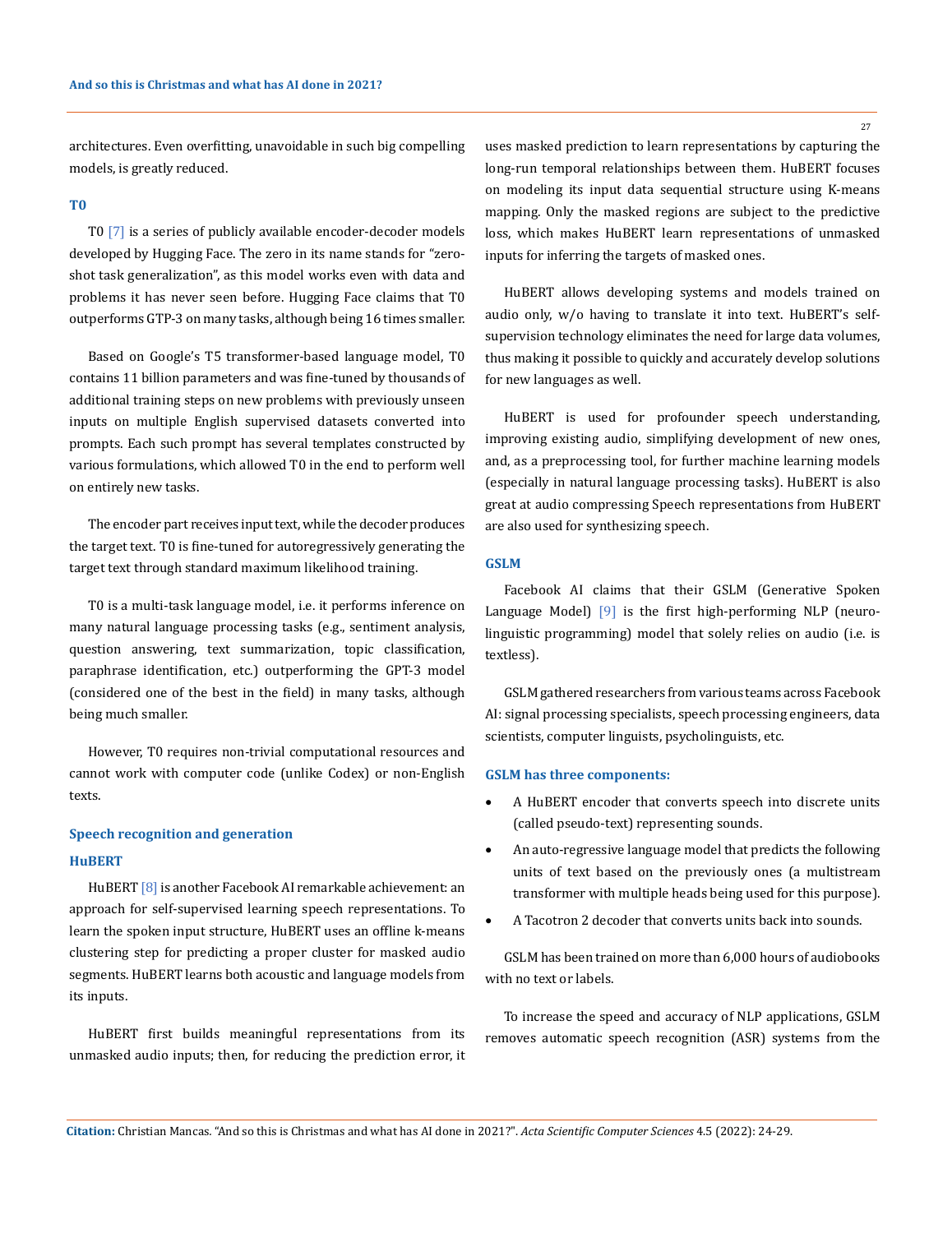architectures. Even overfitting, unavoidable in such big compelling models, is greatly reduced.

### T0

T0 [7] is a series of publicly available encoder-decoder models developed by Hugging Face. The zero in its name stands for "zero-shot task generalization", as this model works even with data and problems it has never seen before. Hugging Face claims that T0 outperforms GTP-3 on many tasks, although being 16 times smaller.

Based on Google's T5 transformer-based language model, T0 contains 11 billion parameters and was fine-tuned by thousands of additional training steps on new problems with previously unseen inputs on multiple English supervised datasets converted into prompts. Each such prompt has several templates constructed by various formulations, which allowed T0 in the end to perform well on entirely new tasks.

The encoder part receives input text, while the decoder produces the target text. T0 is fine-tuned for autoregressively generating the target text through standard maximum likelihood training.

T0 is a multi-task language model, i.e. it performs inference on many natural language processing tasks (e.g., sentiment analysis, question answering, text summarization, topic classification, paraphrase identification, etc.) outperforming the GPT-3 model (considered one of the best in the field) in many tasks, although being much smaller.

However, T0 requires non-trivial computational resources and cannot work with computer code (unlike Codex) or non-English texts.

## Speech recognition and generation

### HuBERT

HuBERT [8] is another Facebook AI remarkable achievement: an approach for self-supervised learning speech representations. To learn the spoken input structure, HuBERT uses an offline k-means clustering step for predicting a proper cluster for masked audio segments. HuBERT learns both acoustic and language models from its inputs.

HuBERT first builds meaningful representations from its unmasked audio inputs; then, for reducing the prediction error, it uses masked prediction to learn representations by capturing the long-run temporal relationships between them. HuBERT focuses on modeling its input data sequential structure using K-means mapping. Only the masked regions are subject to the predictive loss, which makes HuBERT learn representations of unmasked inputs for inferring the targets of masked ones.

HuBERT allows developing systems and models trained on audio only, w/o having to translate it into text. HuBERT's self-supervision technology eliminates the need for large data volumes, thus making it possible to quickly and accurately develop solutions for new languages as well.

HuBERT is used for profounder speech understanding, improving existing audio, simplifying development of new ones, and, as a preprocessing tool, for further machine learning models (especially in natural language processing tasks). HuBERT is also great at audio compressing Speech representations from HuBERT are also used for synthesizing speech.

### GSLM

Facebook AI claims that their GSLM (Generative Spoken Language Model) [9] is the first high-performing NLP (neuro-linguistic programming) model that solely relies on audio (i.e. is textless).

GSLM gathered researchers from various teams across Facebook AI: signal processing specialists, speech processing engineers, data scientists, computer linguists, psycholinguists, etc.

**GSLM has three components:**

- A HuBERT encoder that converts speech into discrete units (called pseudo-text) representing sounds.
- An auto-regressive language model that predicts the following units of text based on the previously ones (a multistream transformer with multiple heads being used for this purpose).
- A Tacotron 2 decoder that converts units back into sounds.

GSLM has been trained on more than 6,000 hours of audiobooks with no text or labels.

To increase the speed and accuracy of NLP applications, GSLM removes automatic speech recognition (ASR) systems from the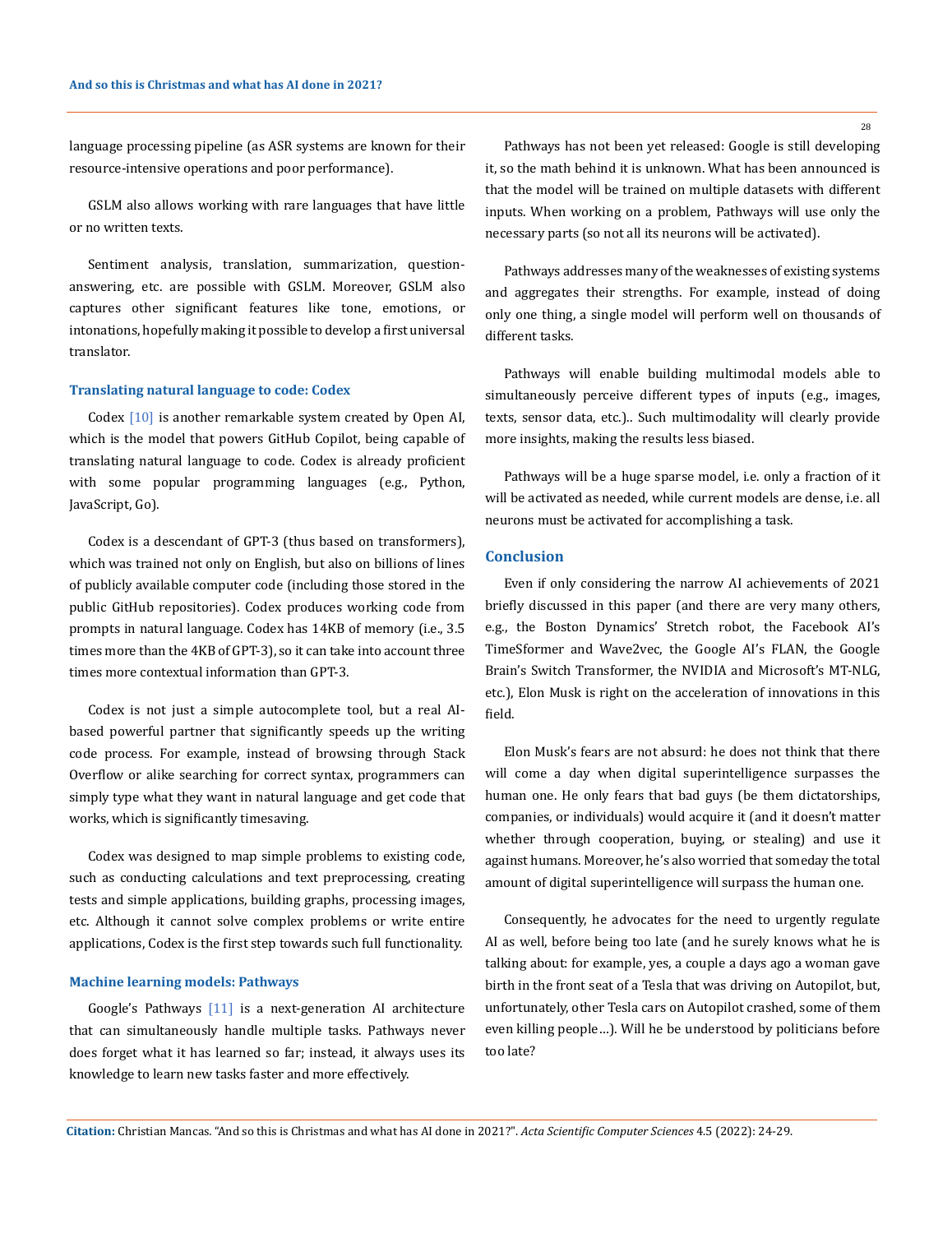language processing pipeline (as ASR systems are known for their resource-intensive operations and poor performance).

GSLM also allows working with rare languages that have little or no written texts.

Sentiment analysis, translation, summarization, question-answering, etc. are possible with GSLM. Moreover, GSLM also captures other significant features like tone, emotions, or intonations, hopefully making it possible to develop a first universal translator.

### Translating natural language to code: Codex

Codex [10] is another remarkable system created by Open AI, which is the model that powers GitHub Copilot, being capable of translating natural language to code. Codex is already proficient with some popular programming languages (e.g., Python, JavaScript, Go).

Codex is a descendant of GPT-3 (thus based on transformers), which was trained not only on English, but also on billions of lines of publicly available computer code (including those stored in the public GitHub repositories). Codex produces working code from prompts in natural language. Codex has 14KB of memory (i.e., 3.5 times more than the 4KB of GPT-3), so it can take into account three times more contextual information than GPT-3.

Codex is not just a simple autocomplete tool, but a real AI-based powerful partner that significantly speeds up the writing code process. For example, instead of browsing through Stack Overflow or alike searching for correct syntax, programmers can simply type what they want in natural language and get code that works, which is significantly timesaving.

Codex was designed to map simple problems to existing code, such as conducting calculations and text preprocessing, creating tests and simple applications, building graphs, processing images, etc. Although it cannot solve complex problems or write entire applications, Codex is the first step towards such full functionality.

### Machine learning models: Pathways

Google's Pathways [11] is a next-generation AI architecture that can simultaneously handle multiple tasks. Pathways never does forget what it has learned so far; instead, it always uses its knowledge to learn new tasks faster and more effectively.

Pathways has not been yet released: Google is still developing it, so the math behind it is unknown. What has been announced is that the model will be trained on multiple datasets with different inputs. When working on a problem, Pathways will use only the necessary parts (so not all its neurons will be activated).

Pathways addresses many of the weaknesses of existing systems and aggregates their strengths. For example, instead of doing only one thing, a single model will perform well on thousands of different tasks.

Pathways will enable building multimodal models able to simultaneously perceive different types of inputs (e.g., images, texts, sensor data, etc.).. Such multimodality will clearly provide more insights, making the results less biased.

Pathways will be a huge sparse model, i.e. only a fraction of it will be activated as needed, while current models are dense, i.e. all neurons must be activated for accomplishing a task.

## Conclusion

Even if only considering the narrow AI achievements of 2021 briefly discussed in this paper (and there are very many others, e.g., the Boston Dynamics' Stretch robot, the Facebook AI's TimeSformer and Wave2vec, the Google AI's FLAN, the Google Brain's Switch Transformer, the NVIDIA and Microsoft's MT-NLG, etc.), Elon Musk is right on the acceleration of innovations in this field.

Elon Musk's fears are not absurd: he does not think that there will come a day when digital superintelligence surpasses the human one. He only fears that bad guys (be them dictatorships, companies, or individuals) would acquire it (and it doesn't matter whether through cooperation, buying, or stealing) and use it against humans. Moreover, he's also worried that someday the total amount of digital superintelligence will surpass the human one.

Consequently, he advocates for the need to urgently regulate AI as well, before being too late (and he surely knows what he is talking about: for example, yes, a couple a days ago a woman gave birth in the front seat of a Tesla that was driving on Autopilot, but, unfortunately, other Tesla cars on Autopilot crashed, some of them even killing people…). Will he be understood by politicians before too late?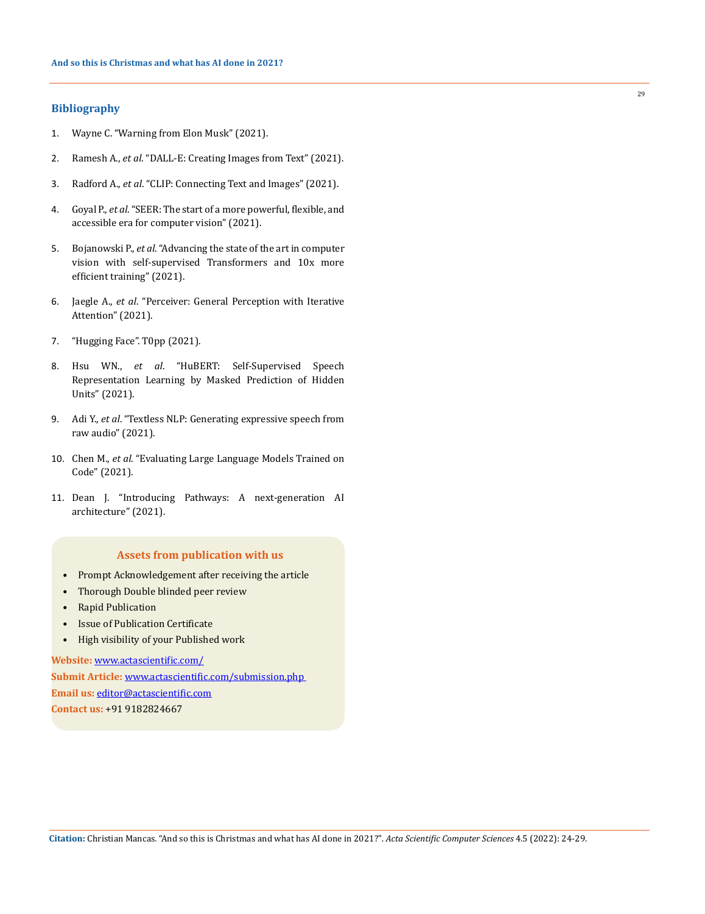## Bibliography

1. Wayne C. "Warning from Elon Musk" (2021).
2. Ramesh A., *et al*. "DALL-E: Creating Images from Text" (2021).
3. Radford A., *et al*. "CLIP: Connecting Text and Images" (2021).
4. Goyal P., *et al*. "SEER: The start of a more powerful, flexible, and accessible era for computer vision" (2021).
5. Bojanowski P., *et al*. "Advancing the state of the art in computer vision with self-supervised Transformers and 10x more efficient training" (2021).
6. Jaegle A., *et al*. "Perceiver: General Perception with Iterative Attention" (2021).
7. "Hugging Face". T0pp (2021).
8. Hsu WN., *et al*. "HuBERT: Self-Supervised Speech Representation Learning by Masked Prediction of Hidden Units" (2021).
9. Adi Y., *et al*. "Textless NLP: Generating expressive speech from raw audio" (2021).
10. Chen M., *et al*. "Evaluating Large Language Models Trained on Code" (2021).
11. Dean J. "Introducing Pathways: A next-generation AI architecture" (2021).

**Assets from publication with us**

- Prompt Acknowledgement after receiving the article
- Thorough Double blinded peer review
- Rapid Publication
- Issue of Publication Certificate
- High visibility of your Published work

**Website:** www.actascientific.com/
**Submit Article:** www.actascientific.com/submission.php
**Email us:** editor@actascientific.com
**Contact us:** +91 9182824667